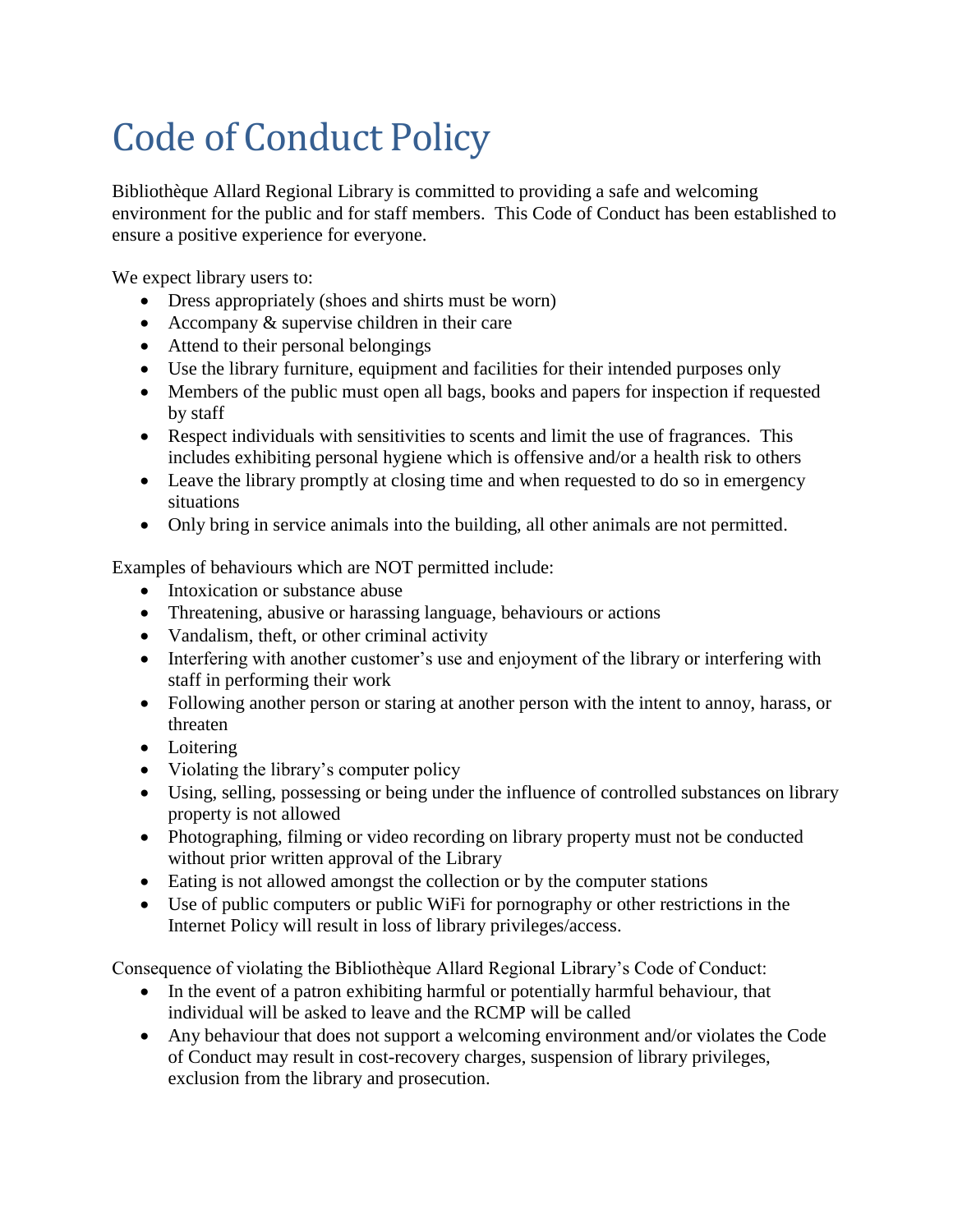# Code of Conduct Policy

Bibliothèque Allard Regional Library is committed to providing a safe and welcoming environment for the public and for staff members. This Code of Conduct has been established to ensure a positive experience for everyone.

We expect library users to:

- Dress appropriately (shoes and shirts must be worn)
- Accompany & supervise children in their care
- Attend to their personal belongings
- Use the library furniture, equipment and facilities for their intended purposes only
- Members of the public must open all bags, books and papers for inspection if requested by staff
- Respect individuals with sensitivities to scents and limit the use of fragrances. This includes exhibiting personal hygiene which is offensive and/or a health risk to others
- Leave the library promptly at closing time and when requested to do so in emergency situations
- Only bring in service animals into the building, all other animals are not permitted.

Examples of behaviours which are NOT permitted include:

- Intoxication or substance abuse
- Threatening, abusive or harassing language, behaviours or actions
- Vandalism, theft, or other criminal activity
- Interfering with another customer's use and enjoyment of the library or interfering with staff in performing their work
- Following another person or staring at another person with the intent to annoy, harass, or threaten
- Loitering
- Violating the library's computer policy
- Using, selling, possessing or being under the influence of controlled substances on library property is not allowed
- Photographing, filming or video recording on library property must not be conducted without prior written approval of the Library
- Eating is not allowed amongst the collection or by the computer stations
- Use of public computers or public WiFi for pornography or other restrictions in the Internet Policy will result in loss of library privileges/access.

Consequence of violating the Bibliothèque Allard Regional Library's Code of Conduct:

- In the event of a patron exhibiting harmful or potentially harmful behaviour, that individual will be asked to leave and the RCMP will be called
- Any behaviour that does not support a welcoming environment and/or violates the Code of Conduct may result in cost-recovery charges, suspension of library privileges, exclusion from the library and prosecution.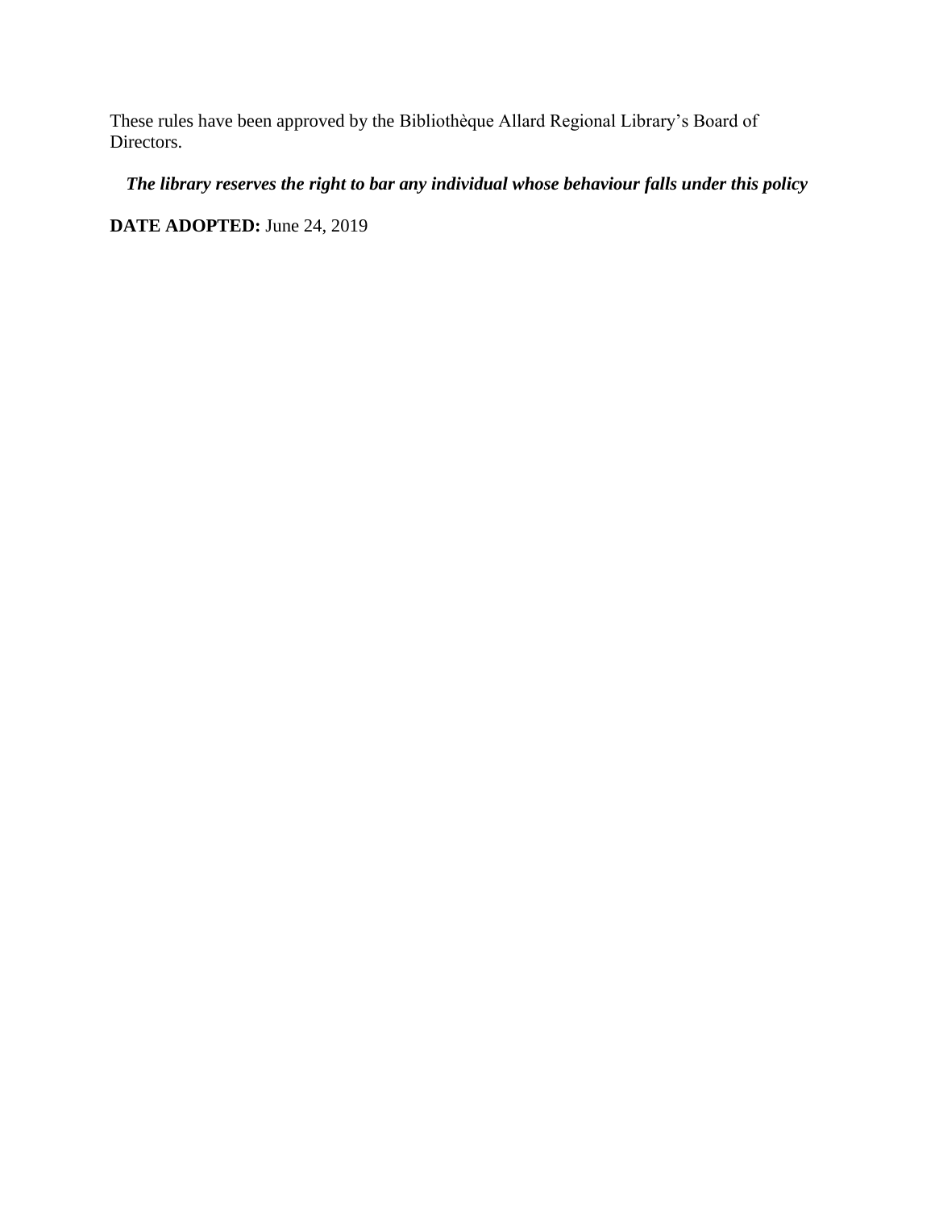These rules have been approved by the Bibliothèque Allard Regional Library's Board of Directors.

***The library reserves the right to bar any individual whose behaviour falls under this policy***

**DATE ADOPTED:** June 24, 2019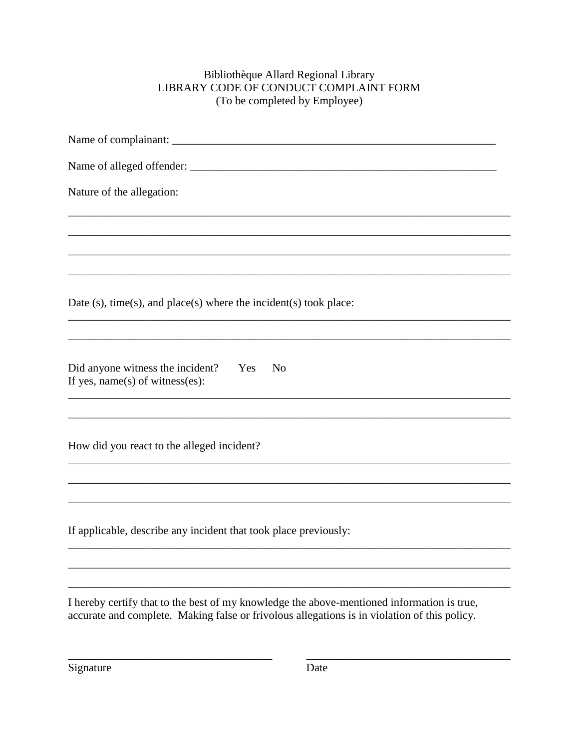Bibliothèque Allard Regional Library
LIBRARY CODE OF CONDUCT COMPLAINT FORM
(To be completed by Employee)

Name of complainant: ___________________________________________________________

Name of alleged offender: _______________________________________________________

Nature of the allegation:

______________________________________________________________________________

______________________________________________________________________________

______________________________________________________________________________

______________________________________________________________________________

Date (s), time(s), and place(s) where the incident(s) took place:

______________________________________________________________________________

______________________________________________________________________________

Did anyone witness the incident? Yes No
If yes, name(s) of witness(es):

______________________________________________________________________________

______________________________________________________________________________

How did you react to the alleged incident?

______________________________________________________________________________

______________________________________________________________________________

______________________________________________________________________________

If applicable, describe any incident that took place previously:

______________________________________________________________________________

______________________________________________________________________________

______________________________________________________________________________

I hereby certify that to the best of my knowledge the above-mentioned information is true, accurate and complete. Making false or frivolous allegations is in violation of this policy.

____________________________________ ____________________________________
Signature Date